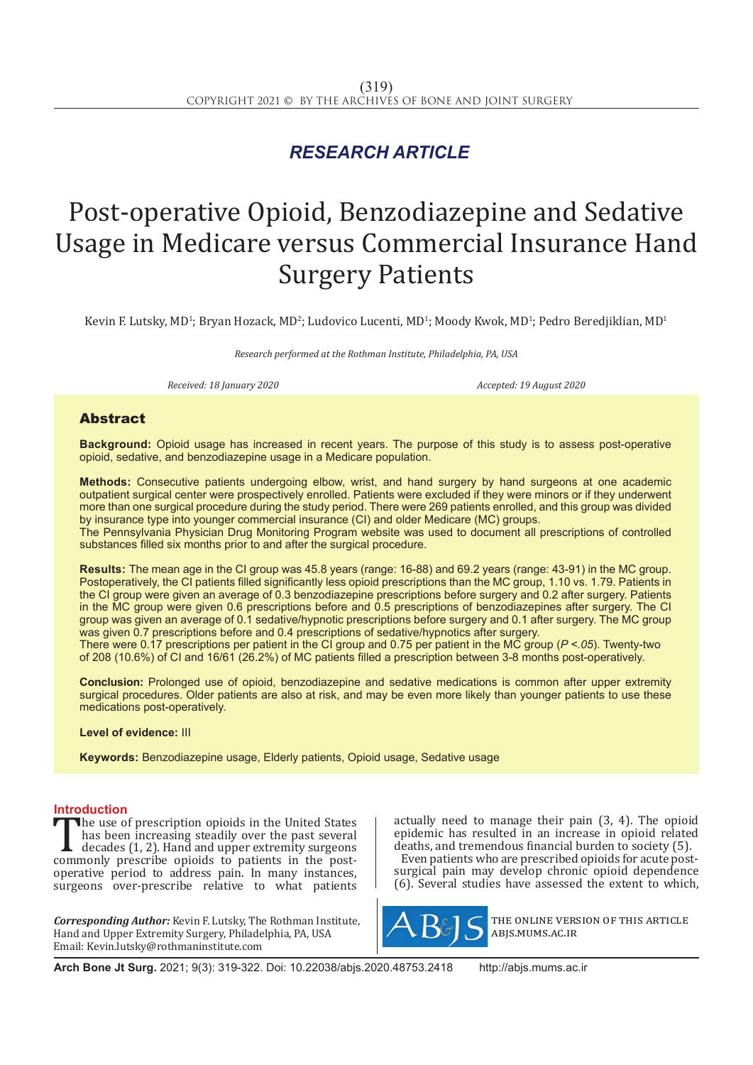## RESEARCH ARTICLE

# Post-operative Opioid, Benzodiazepine and Sedative Usage in Medicare versus Commercial Insurance Hand Surgery Patients

Kevin F. Lutsky, MD[1]; Bryan Hozack, MD[2]; Ludovico Lucenti, MD[1]; Moody Kwok, MD[1]; Pedro Beredjiklian, MD[1]

*Research performed at the Rothman Institute, Philadelphia, PA, USA*

*Received: 18 January 2020* *Accepted: 19 August 2020*

## Abstract

**Background:** Opioid usage has increased in recent years. The purpose of this study is to assess post-operative opioid, sedative, and benzodiazepine usage in a Medicare population.

**Methods:** Consecutive patients undergoing elbow, wrist, and hand surgery by hand surgeons at one academic outpatient surgical center were prospectively enrolled. Patients were excluded if they were minors or if they underwent more than one surgical procedure during the study period. There were 269 patients enrolled, and this group was divided by insurance type into younger commercial insurance (CI) and older Medicare (MC) groups.
The Pennsylvania Physician Drug Monitoring Program website was used to document all prescriptions of controlled substances filled six months prior to and after the surgical procedure.

**Results:** The mean age in the CI group was 45.8 years (range: 16-88) and 69.2 years (range: 43-91) in the MC group. Postoperatively, the CI patients filled significantly less opioid prescriptions than the MC group, 1.10 vs. 1.79. Patients in the CI group were given an average of 0.3 benzodiazepine prescriptions before surgery and 0.2 after surgery. Patients in the MC group were given 0.6 prescriptions before and 0.5 prescriptions of benzodiazepines after surgery. The CI group was given an average of 0.1 sedative/hypnotic prescriptions before surgery and 0.1 after surgery. The MC group was given 0.7 prescriptions before and 0.4 prescriptions of sedative/hypnotics after surgery.
There were 0.17 prescriptions per patient in the CI group and 0.75 per patient in the MC group (*P <.05*). Twenty-two of 208 (10.6%) of CI and 16/61 (26.2%) of MC patients filled a prescription between 3-8 months post-operatively.

**Conclusion:** Prolonged use of opioid, benzodiazepine and sedative medications is common after upper extremity surgical procedures. Older patients are also at risk, and may be even more likely than younger patients to use these medications post-operatively.

**Level of evidence:** III

**Keywords:** Benzodiazepine usage, Elderly patients, Opioid usage, Sedative usage

## Introduction

The use of prescription opioids in the United States has been increasing steadily over the past several decades (1, 2). Hand and upper extremity surgeons commonly prescribe opioids to patients in the post-operative period to address pain. In many instances, surgeons over-prescribe relative to what patients actually need to manage their pain (3, 4). The opioid epidemic has resulted in an increase in opioid related deaths, and tremendous financial burden to society (5).

Even patients who are prescribed opioids for acute post-surgical pain may develop chronic opioid dependence (6). Several studies have assessed the extent to which,

***Corresponding Author:*** Kevin F. Lutsky, The Rothman Institute, Hand and Upper Extremity Surgery, Philadelphia, PA, USA
Email: Kevin.lutsky@rothmaninstitute.com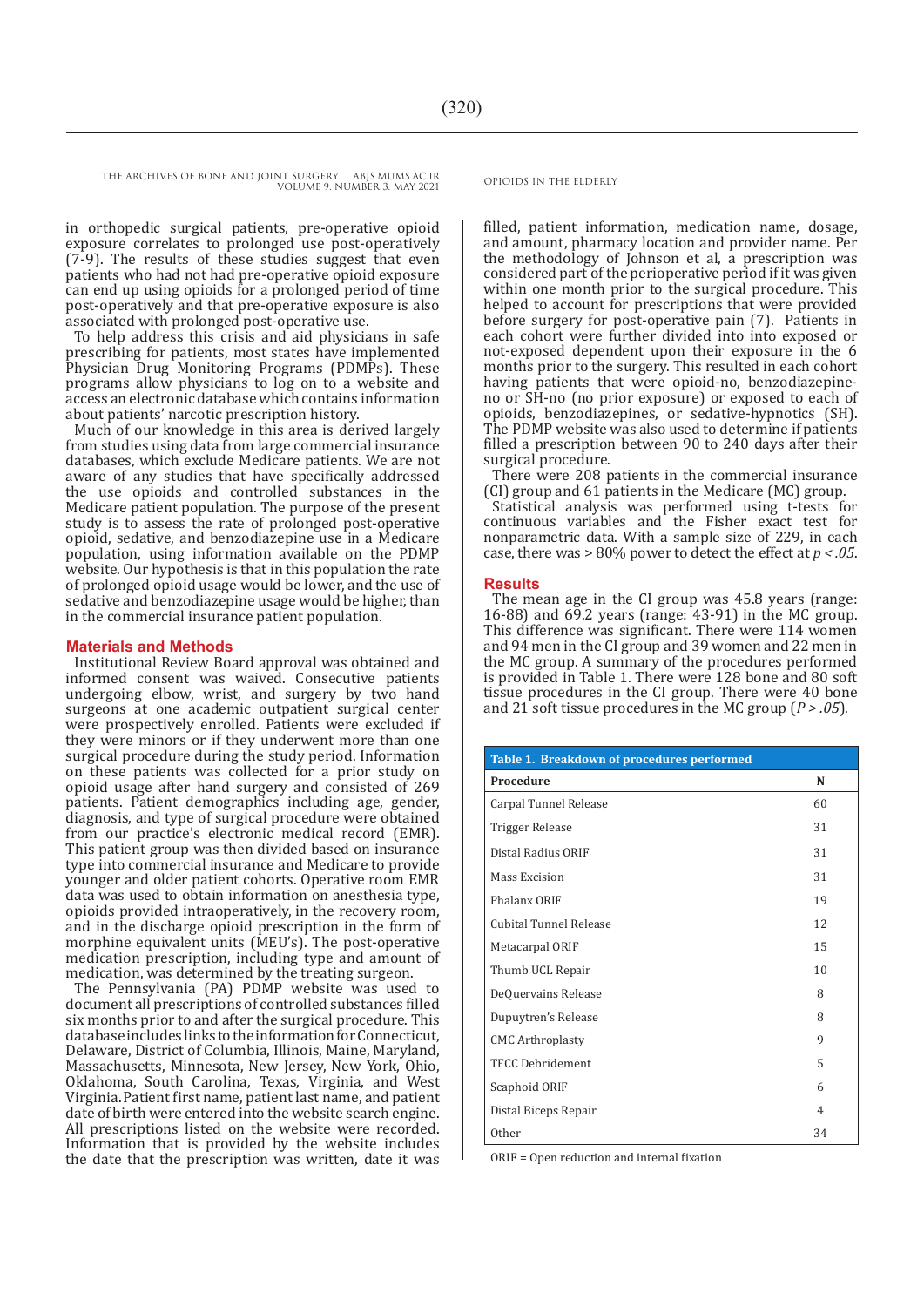in orthopedic surgical patients, pre-operative opioid exposure correlates to prolonged use post-operatively (7-9). The results of these studies suggest that even patients who had not had pre-operative opioid exposure can end up using opioids for a prolonged period of time post-operatively and that pre-operative exposure is also associated with prolonged post-operative use.

To help address this crisis and aid physicians in safe prescribing for patients, most states have implemented Physician Drug Monitoring Programs (PDMPs). These programs allow physicians to log on to a website and access an electronic database which contains information about patients' narcotic prescription history.

Much of our knowledge in this area is derived largely from studies using data from large commercial insurance databases, which exclude Medicare patients. We are not aware of any studies that have specifically addressed the use opioids and controlled substances in the Medicare patient population. The purpose of the present study is to assess the rate of prolonged post-operative opioid, sedative, and benzodiazepine use in a Medicare population, using information available on the PDMP website. Our hypothesis is that in this population the rate of prolonged opioid usage would be lower, and the use of sedative and benzodiazepine usage would be higher, than in the commercial insurance patient population.

## Materials and Methods

Institutional Review Board approval was obtained and informed consent was waived. Consecutive patients undergoing elbow, wrist, and surgery by two hand surgeons at one academic outpatient surgical center were prospectively enrolled. Patients were excluded if they were minors or if they underwent more than one surgical procedure during the study period. Information on these patients was collected for a prior study on opioid usage after hand surgery and consisted of 269 patients. Patient demographics including age, gender, diagnosis, and type of surgical procedure were obtained from our practice's electronic medical record (EMR). This patient group was then divided based on insurance type into commercial insurance and Medicare to provide younger and older patient cohorts. Operative room EMR data was used to obtain information on anesthesia type, opioids provided intraoperatively, in the recovery room, and in the discharge opioid prescription in the form of morphine equivalent units (MEU's). The post-operative medication prescription, including type and amount of medication, was determined by the treating surgeon.

The Pennsylvania (PA) PDMP website was used to document all prescriptions of controlled substances filled six months prior to and after the surgical procedure. This database includes links to the information for Connecticut, Delaware, District of Columbia, Illinois, Maine, Maryland, Massachusetts, Minnesota, New Jersey, New York, Ohio, Oklahoma, South Carolina, Texas, Virginia, and West Virginia. Patient first name, patient last name, and patient date of birth were entered into the website search engine. All prescriptions listed on the website were recorded. Information that is provided by the website includes the date that the prescription was written, date it was filled, patient information, medication name, dosage, and amount, pharmacy location and provider name. Per the methodology of Johnson et al, a prescription was considered part of the perioperative period if it was given within one month prior to the surgical procedure. This helped to account for prescriptions that were provided before surgery for post-operative pain (7). Patients in each cohort were further divided into into exposed or not-exposed dependent upon their exposure in the 6 months prior to the surgery. This resulted in each cohort having patients that were opioid-no, benzodiazepine-no or SH-no (no prior exposure) or exposed to each of opioids, benzodiazepines, or sedative-hypnotics (SH). The PDMP website was also used to determine if patients filled a prescription between 90 to 240 days after their surgical procedure.

There were 208 patients in the commercial insurance (CI) group and 61 patients in the Medicare (MC) group.

Statistical analysis was performed using t-tests for continuous variables and the Fisher exact test for nonparametric data. With a sample size of 229, in each case, there was > 80% power to detect the effect at $p < .05$.

## Results

The mean age in the CI group was 45.8 years (range: 16-88) and 69.2 years (range: 43-91) in the MC group. This difference was significant. There were 114 women and 94 men in the CI group and 39 women and 22 men in the MC group. A summary of the procedures performed is provided in Table 1. There were 128 bone and 80 soft tissue procedures in the CI group. There were 40 bone and 21 soft tissue procedures in the MC group ($P > .05$).

**Table 1. Breakdown of procedures performed**

| Procedure | N |
|---|---|
| Carpal Tunnel Release | 60 |
| Trigger Release | 31 |
| Distal Radius ORIF | 31 |
| Mass Excision | 31 |
| Phalanx ORIF | 19 |
| Cubital Tunnel Release | 12 |
| Metacarpal ORIF | 15 |
| Thumb UCL Repair | 10 |
| DeQuervains Release | 8 |
| Dupuytren's Release | 8 |
| CMC Arthroplasty | 9 |
| TFCC Debridement | 5 |
| Scaphoid ORIF | 6 |
| Distal Biceps Repair | 4 |
| Other | 34 |

ORIF = Open reduction and internal fixation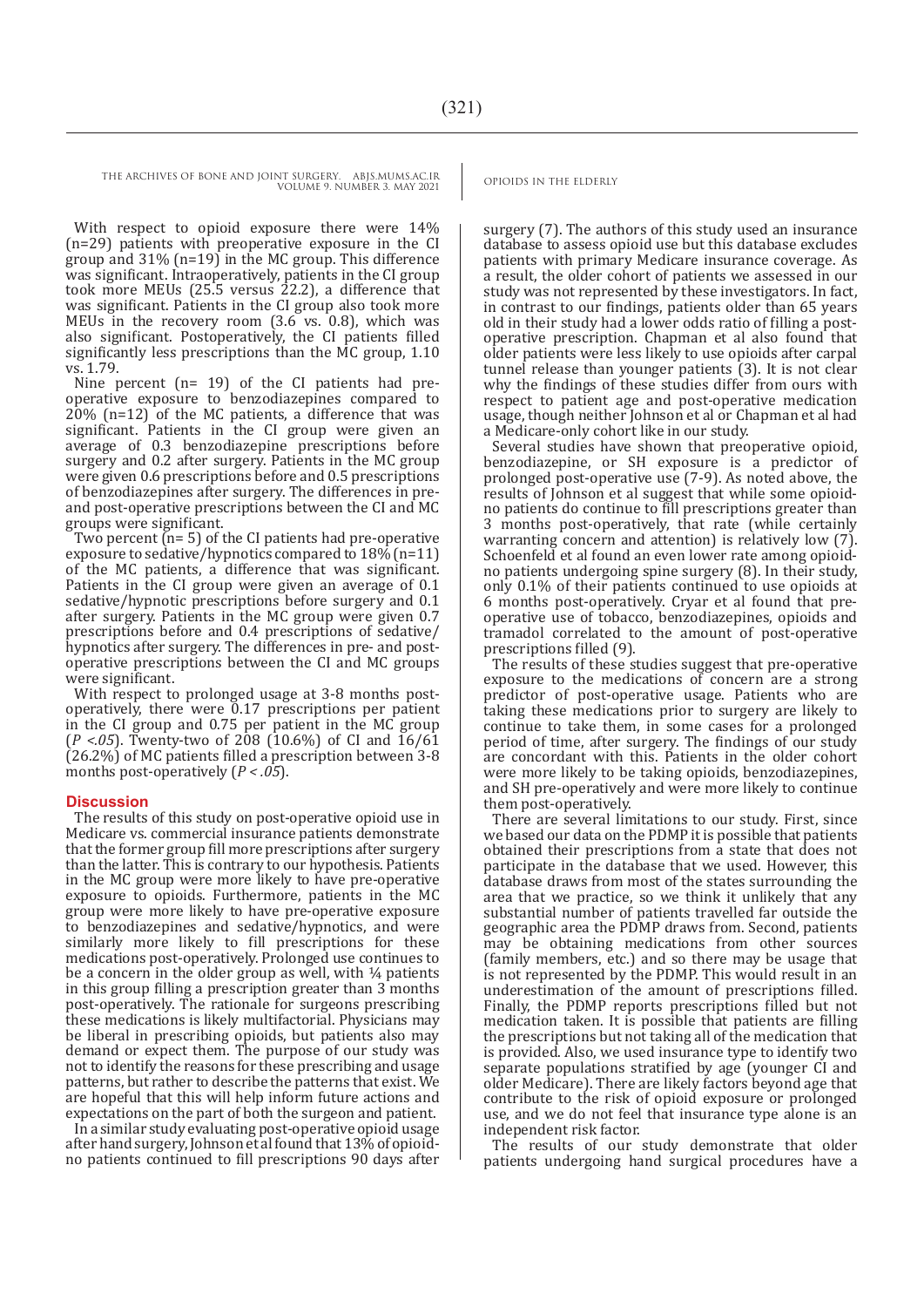With respect to opioid exposure there were 14% (n=29) patients with preoperative exposure in the CI group and 31% (n=19) in the MC group. This difference was significant. Intraoperatively, patients in the CI group took more MEUs (25.5 versus 22.2), a difference that was significant. Patients in the CI group also took more MEUs in the recovery room (3.6 vs. 0.8), which was also significant. Postoperatively, the CI patients filled significantly less prescriptions than the MC group, 1.10 vs. 1.79.

Nine percent (n= 19) of the CI patients had pre-operative exposure to benzodiazepines compared to 20% (n=12) of the MC patients, a difference that was significant. Patients in the CI group were given an average of 0.3 benzodiazepine prescriptions before surgery and 0.2 after surgery. Patients in the MC group were given 0.6 prescriptions before and 0.5 prescriptions of benzodiazepines after surgery. The differences in pre- and post-operative prescriptions between the CI and MC groups were significant.

Two percent (n= 5) of the CI patients had pre-operative exposure to sedative/hypnotics compared to 18% (n=11) of the MC patients, a difference that was significant. Patients in the CI group were given an average of 0.1 sedative/hypnotic prescriptions before surgery and 0.1 after surgery. Patients in the MC group were given 0.7 prescriptions before and 0.4 prescriptions of sedative/hypnotics after surgery. The differences in pre- and post-operative prescriptions between the CI and MC groups were significant.

With respect to prolonged usage at 3-8 months post-operatively, there were 0.17 prescriptions per patient in the CI group and 0.75 per patient in the MC group ($P < .05$). Twenty-two of 208 (10.6%) of CI and 16/61 (26.2%) of MC patients filled a prescription between 3-8 months post-operatively ($P < .05$).

## Discussion

The results of this study on post-operative opioid use in Medicare vs. commercial insurance patients demonstrate that the former group fill more prescriptions after surgery than the latter. This is contrary to our hypothesis. Patients in the MC group were more likely to have pre-operative exposure to opioids. Furthermore, patients in the MC group were more likely to have pre-operative exposure to benzodiazepines and sedative/hypnotics, and were similarly more likely to fill prescriptions for these medications post-operatively. Prolonged use continues to be a concern in the older group as well, with ¼ patients in this group filling a prescription greater than 3 months post-operatively. The rationale for surgeons prescribing these medications is likely multifactorial. Physicians may be liberal in prescribing opioids, but patients also may demand or expect them. The purpose of our study was not to identify the reasons for these prescribing and usage patterns, but rather to describe the patterns that exist. We are hopeful that this will help inform future actions and expectations on the part of both the surgeon and patient.

In a similar study evaluating post-operative opioid usage after hand surgery, Johnson et al found that 13% of opioid-no patients continued to fill prescriptions 90 days after surgery (7). The authors of this study used an insurance database to assess opioid use but this database excludes patients with primary Medicare insurance coverage. As a result, the older cohort of patients we assessed in our study was not represented by these investigators. In fact, in contrast to our findings, patients older than 65 years old in their study had a lower odds ratio of filling a post-operative prescription. Chapman et al also found that older patients were less likely to use opioids after carpal tunnel release than younger patients (3). It is not clear why the findings of these studies differ from ours with respect to patient age and post-operative medication usage, though neither Johnson et al or Chapman et al had a Medicare-only cohort like in our study.

Several studies have shown that preoperative opioid, benzodiazepine, or SH exposure is a predictor of prolonged post-operative use (7-9). As noted above, the results of Johnson et al suggest that while some opioid-no patients do continue to fill prescriptions greater than 3 months post-operatively, that rate (while certainly warranting concern and attention) is relatively low (7). Schoenfeld et al found an even lower rate among opioid-no patients undergoing spine surgery (8). In their study, only 0.1% of their patients continued to use opioids at 6 months post-operatively. Cryar et al found that pre-operative use of tobacco, benzodiazepines, opioids and tramadol correlated to the amount of post-operative prescriptions filled (9).

The results of these studies suggest that pre-operative exposure to the medications of concern are a strong predictor of post-operative usage. Patients who are taking these medications prior to surgery are likely to continue to take them, in some cases for a prolonged period of time, after surgery. The findings of our study are concordant with this. Patients in the older cohort were more likely to be taking opioids, benzodiazepines, and SH pre-operatively and were more likely to continue them post-operatively.

There are several limitations to our study. First, since we based our data on the PDMP it is possible that patients obtained their prescriptions from a state that does not participate in the database that we used. However, this database draws from most of the states surrounding the area that we practice, so we think it unlikely that any substantial number of patients travelled far outside the geographic area the PDMP draws from. Second, patients may be obtaining medications from other sources (family members, etc.) and so there may be usage that is not represented by the PDMP. This would result in an underestimation of the amount of prescriptions filled. Finally, the PDMP reports prescriptions filled but not medication taken. It is possible that patients are filling the prescriptions but not taking all of the medication that is provided. Also, we used insurance type to identify two separate populations stratified by age (younger CI and older Medicare). There are likely factors beyond age that contribute to the risk of opioid exposure or prolonged use, and we do not feel that insurance type alone is an independent risk factor.

The results of our study demonstrate that older patients undergoing hand surgical procedures have a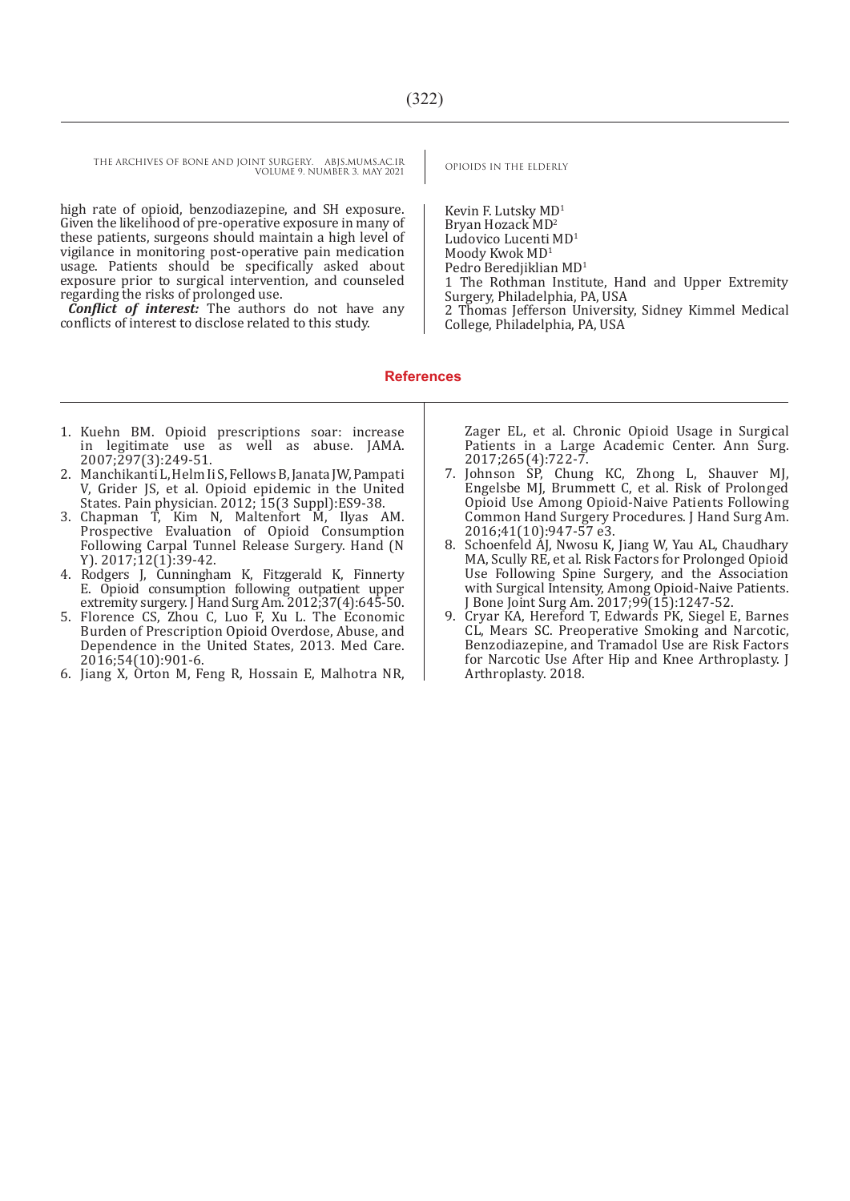high rate of opioid, benzodiazepine, and SH exposure. Given the likelihood of pre-operative exposure in many of these patients, surgeons should maintain a high level of vigilance in monitoring post-operative pain medication usage. Patients should be specifically asked about exposure prior to surgical intervention, and counseled regarding the risks of prolonged use.

***Conflict of interest:*** The authors do not have any conflicts of interest to disclose related to this study.

Kevin F. Lutsky MD[1]
Bryan Hozack MD[2]
Ludovico Lucenti MD[1]
Moody Kwok MD[1]
Pedro Beredjiklian MD[1]
1 The Rothman Institute, Hand and Upper Extremity Surgery, Philadelphia, PA, USA
2 Thomas Jefferson University, Sidney Kimmel Medical College, Philadelphia, PA, USA

## References

1. Kuehn BM. Opioid prescriptions soar: increase in legitimate use as well as abuse. JAMA. 2007;297(3):249-51.
2. Manchikanti L, Helm Ii S, Fellows B, Janata JW, Pampati V, Grider JS, et al. Opioid epidemic in the United States. Pain physician. 2012; 15(3 Suppl):ES9-38.
3. Chapman T, Kim N, Maltenfort M, Ilyas AM. Prospective Evaluation of Opioid Consumption Following Carpal Tunnel Release Surgery. Hand (N Y). 2017;12(1):39-42.
4. Rodgers J, Cunningham K, Fitzgerald K, Finnerty E. Opioid consumption following outpatient upper extremity surgery. J Hand Surg Am. 2012;37(4):645-50.
5. Florence CS, Zhou C, Luo F, Xu L. The Economic Burden of Prescription Opioid Overdose, Abuse, and Dependence in the United States, 2013. Med Care. 2016;54(10):901-6.
6. Jiang X, Orton M, Feng R, Hossain E, Malhotra NR, Zager EL, et al. Chronic Opioid Usage in Surgical Patients in a Large Academic Center. Ann Surg. 2017;265(4):722-7.
7. Johnson SP, Chung KC, Zhong L, Shauver MJ, Engelsbe MJ, Brummett C, et al. Risk of Prolonged Opioid Use Among Opioid-Naive Patients Following Common Hand Surgery Procedures. J Hand Surg Am. 2016;41(10):947-57 e3.
8. Schoenfeld AJ, Nwosu K, Jiang W, Yau AL, Chaudhary MA, Scully RE, et al. Risk Factors for Prolonged Opioid Use Following Spine Surgery, and the Association with Surgical Intensity, Among Opioid-Naive Patients. J Bone Joint Surg Am. 2017;99(15):1247-52.
9. Cryar KA, Hereford T, Edwards PK, Siegel E, Barnes CL, Mears SC. Preoperative Smoking and Narcotic, Benzodiazepine, and Tramadol Use are Risk Factors for Narcotic Use After Hip and Knee Arthroplasty. J Arthroplasty. 2018.